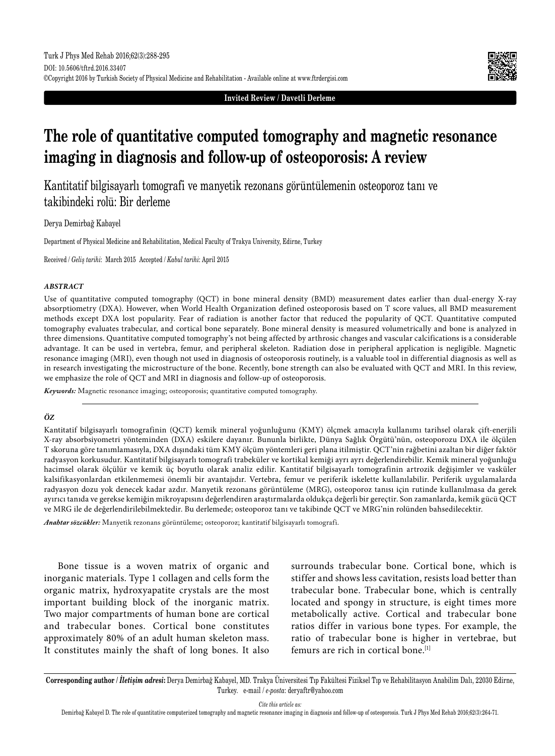Invited Review / Davetli Derleme

# The role of quantitative computed tomography and magnetic resonance imaging in diagnosis and follow-up of osteoporosis: A review

## Kantitatif bilgisayarlı tomografi ve manyetik rezonans görüntülemenin osteoporoz tanı ve takibindeki rolü: Bir derleme

Derya Demirbağ Kabayel

Department of Physical Medicine and Rehabilitation, Medical Faculty of Trakya University, Edirne, Turkey

Received / *Geliş tarihi*: March 2015 Accepted / *Kabul tarihi*: April 2015

### *ABSTRACT*

Use of quantitative computed tomography (QCT) in bone mineral density (BMD) measurement dates earlier than dual-energy X-ray absorptiometry (DXA). However, when World Health Organization defined osteoporosis based on T score values, all BMD measurement methods except DXA lost popularity. Fear of radiation is another factor that reduced the popularity of QCT. Quantitative computed tomography evaluates trabecular, and cortical bone separately. Bone mineral density is measured volumetrically and bone is analyzed in three dimensions. Quantitative computed tomography's not being affected by arthrosic changes and vascular calcifications is a considerable advantage. It can be used in vertebra, femur, and peripheral skeleton. Radiation dose in peripheral application is negligible. Magnetic resonance imaging (MRI), even though not used in diagnosis of osteoporosis routinely, is a valuable tool in differential diagnosis as well as in research investigating the microstructure of the bone. Recently, bone strength can also be evaluated with QCT and MRI. In this review, we emphasize the role of QCT and MRI in diagnosis and follow-up of osteoporosis.

***Keywords:*** Magnetic resonance imaging; osteoporosis; quantitative computed tomography.

### *ÖZ*

Kantitatif bilgisayarlı tomografinin (QCT) kemik mineral yoğunluğunu (KMY) ölçmek amacıyla kullanımı tarihsel olarak çift-enerjili X-ray absorbsiyometri yönteminden (DXA) eskilere dayanır. Bununla birlikte, Dünya Sağlık Örgütü'nün, osteoporozu DXA ile ölçülen T skoruna göre tanımlamasıyla, DXA dışındaki tüm KMY ölçüm yöntemleri geri plana itilmiştir. QCT'nin rağbetini azaltan bir diğer faktör radyasyon korkusudur. Kantitatif bilgisayarlı tomografi trabeküler ve kortikal kemiği ayrı ayrı değerlendirebilir. Kemik mineral yoğunluğu hacimsel olarak ölçülür ve kemik üç boyutlu olarak analiz edilir. Kantitatif bilgisayarlı tomografinin artrozik değişimler ve vasküler kalsifikasyonlardan etkilenmemesi önemli bir avantajıdır. Vertebra, femur ve periferik iskelette kullanılabilir. Periferik uygulamalarda radyasyon dozu yok denecek kadar azdır. Manyetik rezonans görüntüleme (MRG), osteoporoz tanısı için rutinde kullanılmasa da gerek ayırıcı tanıda ve gerekse kemiğin mikroyapısını değerlendiren araştırmalarda oldukça değerli bir gereçtir. Son zamanlarda, kemik gücü QCT ve MRG ile de değerlendirilebilmektedir. Bu derlemede; osteoporoz tanı ve takibinde QCT ve MRG'nin rolünden bahsedilecektir.

***Anahtar sözcükler:*** Manyetik rezonans görüntüleme; osteoporoz; kantitatif bilgisayarlı tomografi.

Bone tissue is a woven matrix of organic and inorganic materials. Type 1 collagen and cells form the organic matrix, hydroxyapatite crystals are the most important building block of the inorganic matrix. Two major compartments of human bone are cortical and trabecular bones. Cortical bone constitutes approximately 80% of an adult human skeleton mass. It constitutes mainly the shaft of long bones. It also surrounds trabecular bone. Cortical bone, which is stiffer and shows less cavitation, resists load better than trabecular bone. Trabecular bone, which is centrally located and spongy in structure, is eight times more metabolically active. Cortical and trabecular bone ratios differ in various bone types. For example, the ratio of trabecular bone is higher in vertebrae, but femurs are rich in cortical bone.[1]

**Corresponding author / *İletişim adresi*:** Derya Demirbağ Kabayel, MD. Trakya Üniversitesi Tıp Fakültesi Fiziksel Tıp ve Rehabilitasyon Anabilim Dalı, 22030 Edirne, Turkey. e-mail / *e-posta*: deryaftr@yahoo.com

*Cite this article as:*
Demirbağ Kabayel D. The role of quantitative computerized tomography and magnetic resonance imaging in diagnosis and follow-up of osteoporosis. Turk J Phys Med Rehab 2016;62(3):264-71.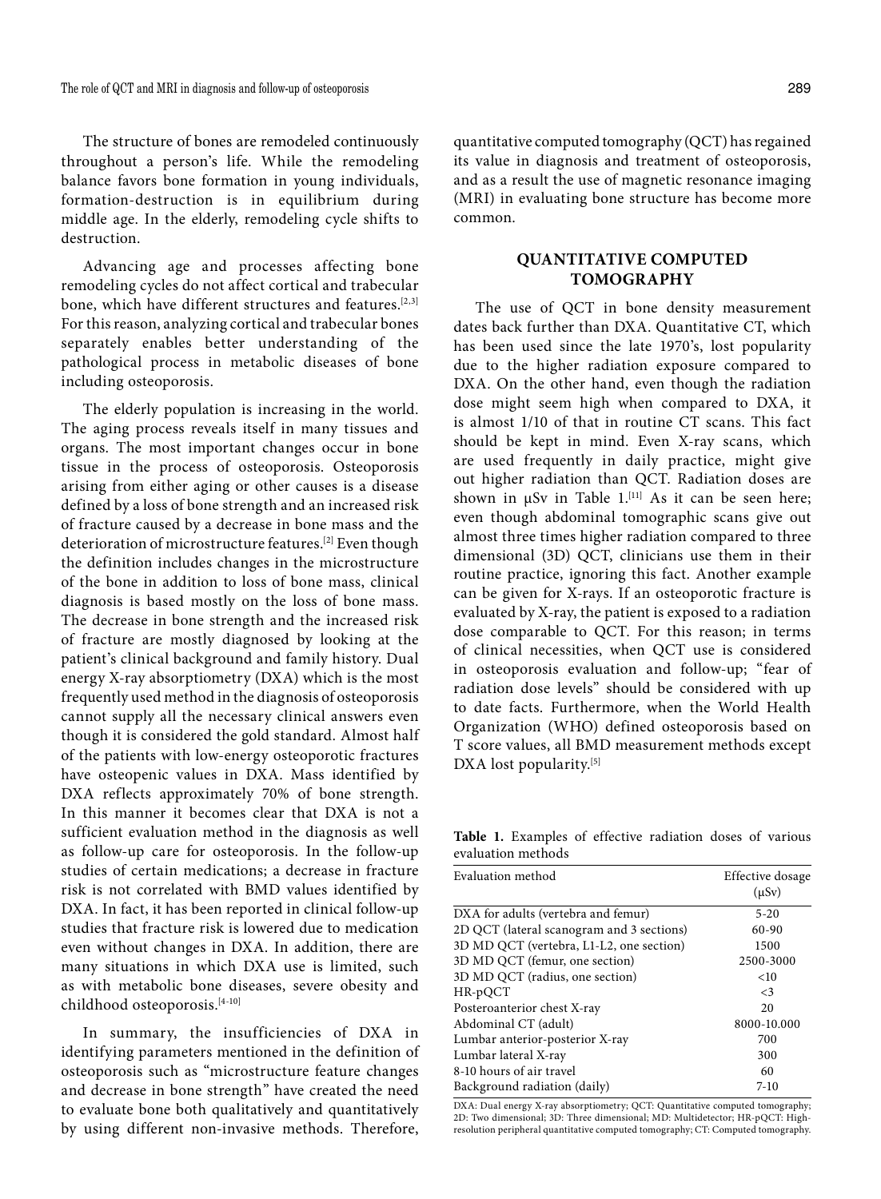The structure of bones are remodeled continuously throughout a person's life. While the remodeling balance favors bone formation in young individuals, formation-destruction is in equilibrium during middle age. In the elderly, remodeling cycle shifts to destruction.

Advancing age and processes affecting bone remodeling cycles do not affect cortical and trabecular bone, which have different structures and features.[2,3] For this reason, analyzing cortical and trabecular bones separately enables better understanding of the pathological process in metabolic diseases of bone including osteoporosis.

The elderly population is increasing in the world. The aging process reveals itself in many tissues and organs. The most important changes occur in bone tissue in the process of osteoporosis. Osteoporosis arising from either aging or other causes is a disease defined by a loss of bone strength and an increased risk of fracture caused by a decrease in bone mass and the deterioration of microstructure features.[2] Even though the definition includes changes in the microstructure of the bone in addition to loss of bone mass, clinical diagnosis is based mostly on the loss of bone mass. The decrease in bone strength and the increased risk of fracture are mostly diagnosed by looking at the patient's clinical background and family history. Dual energy X-ray absorptiometry (DXA) which is the most frequently used method in the diagnosis of osteoporosis cannot supply all the necessary clinical answers even though it is considered the gold standard. Almost half of the patients with low-energy osteoporotic fractures have osteopenic values in DXA. Mass identified by DXA reflects approximately 70% of bone strength. In this manner it becomes clear that DXA is not a sufficient evaluation method in the diagnosis as well as follow-up care for osteoporosis. In the follow-up studies of certain medications; a decrease in fracture risk is not correlated with BMD values identified by DXA. In fact, it has been reported in clinical follow-up studies that fracture risk is lowered due to medication even without changes in DXA. In addition, there are many situations in which DXA use is limited, such as with metabolic bone diseases, severe obesity and childhood osteoporosis.[4-10]

In summary, the insufficiencies of DXA in identifying parameters mentioned in the definition of osteoporosis such as "microstructure feature changes and decrease in bone strength" have created the need to evaluate bone both qualitatively and quantitatively by using different non-invasive methods. Therefore, quantitative computed tomography (QCT) has regained its value in diagnosis and treatment of osteoporosis, and as a result the use of magnetic resonance imaging (MRI) in evaluating bone structure has become more common.

## QUANTITATIVE COMPUTED TOMOGRAPHY

The use of QCT in bone density measurement dates back further than DXA. Quantitative CT, which has been used since the late 1970's, lost popularity due to the higher radiation exposure compared to DXA. On the other hand, even though the radiation dose might seem high when compared to DXA, it is almost 1/10 of that in routine CT scans. This fact should be kept in mind. Even X-ray scans, which are used frequently in daily practice, might give out higher radiation than QCT. Radiation doses are shown in μSv in Table 1.[11] As it can be seen here; even though abdominal tomographic scans give out almost three times higher radiation compared to three dimensional (3D) QCT, clinicians use them in their routine practice, ignoring this fact. Another example can be given for X-rays. If an osteoporotic fracture is evaluated by X-ray, the patient is exposed to a radiation dose comparable to QCT. For this reason; in terms of clinical necessities, when QCT use is considered in osteoporosis evaluation and follow-up; "fear of radiation dose levels" should be considered with up to date facts. Furthermore, when the World Health Organization (WHO) defined osteoporosis based on T score values, all BMD measurement methods except DXA lost popularity.[5]

**Table 1.** Examples of effective radiation doses of various evaluation methods

| Evaluation method | Effective dosage (μSv) |
|---|---|
| DXA for adults (vertebra and femur) | 5-20 |
| 2D QCT (lateral scanogram and 3 sections) | 60-90 |
| 3D MD QCT (vertebra, L1-L2, one section) | 1500 |
| 3D MD QCT (femur, one section) | 2500-3000 |
| 3D MD QCT (radius, one section) | <10 |
| HR-pQCT | <3 |
| Posteroanterior chest X-ray | 20 |
| Abdominal CT (adult) | 8000-10.000 |
| Lumbar anterior-posterior X-ray | 700 |
| Lumbar lateral X-ray | 300 |
| 8-10 hours of air travel | 60 |
| Background radiation (daily) | 7-10 |

DXA: Dual energy X-ray absorptiometry; QCT: Quantitative computed tomography; 2D: Two dimensional; 3D: Three dimensional; MD: Multidetector; HR-pQCT: High-resolution peripheral quantitative computed tomography; CT: Computed tomography.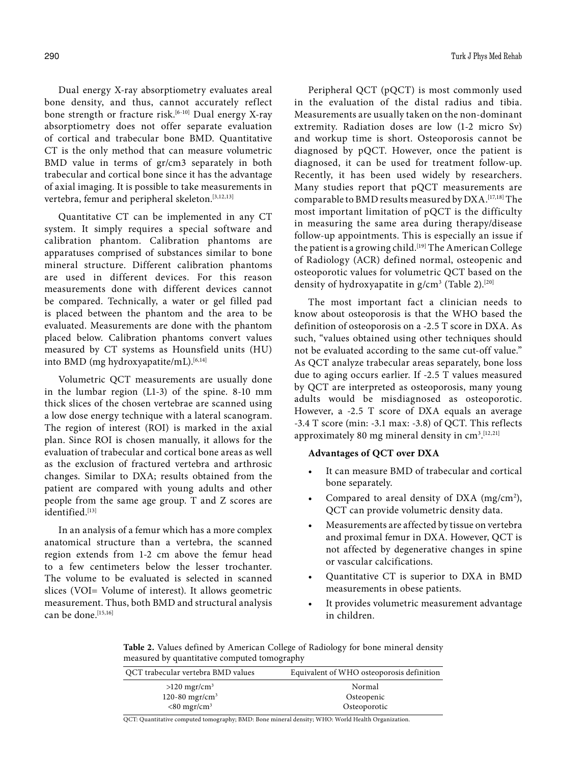Dual energy X-ray absorptiometry evaluates areal bone density, and thus, cannot accurately reflect bone strength or fracture risk.[6-10] Dual energy X-ray absorptiometry does not offer separate evaluation of cortical and trabecular bone BMD. Quantitative CT is the only method that can measure volumetric BMD value in terms of gr/cm3 separately in both trabecular and cortical bone since it has the advantage of axial imaging. It is possible to take measurements in vertebra, femur and peripheral skeleton.[3,12,13]

Quantitative CT can be implemented in any CT system. It simply requires a special software and calibration phantom. Calibration phantoms are apparatuses comprised of substances similar to bone mineral structure. Different calibration phantoms are used in different devices. For this reason measurements done with different devices cannot be compared. Technically, a water or gel filled pad is placed between the phantom and the area to be evaluated. Measurements are done with the phantom placed below. Calibration phantoms convert values measured by CT systems as Hounsfield units (HU) into BMD (mg hydroxyapatite/mL).[6,14]

Volumetric QCT measurements are usually done in the lumbar region (L1-3) of the spine. 8-10 mm thick slices of the chosen vertebrae are scanned using a low dose energy technique with a lateral scanogram. The region of interest (ROI) is marked in the axial plan. Since ROI is chosen manually, it allows for the evaluation of trabecular and cortical bone areas as well as the exclusion of fractured vertebra and arthrosic changes. Similar to DXA; results obtained from the patient are compared with young adults and other people from the same age group. T and Z scores are identified.[13]

In an analysis of a femur which has a more complex anatomical structure than a vertebra, the scanned region extends from 1-2 cm above the femur head to a few centimeters below the lesser trochanter. The volume to be evaluated is selected in scanned slices (VOI= Volume of interest). It allows geometric measurement. Thus, both BMD and structural analysis can be done.[15,16]

Peripheral QCT (pQCT) is most commonly used in the evaluation of the distal radius and tibia. Measurements are usually taken on the non-dominant extremity. Radiation doses are low (1-2 micro Sv) and workup time is short. Osteoporosis cannot be diagnosed by pQCT. However, once the patient is diagnosed, it can be used for treatment follow-up. Recently, it has been used widely by researchers. Many studies report that pQCT measurements are comparable to BMD results measured by DXA.[17,18] The most important limitation of pQCT is the difficulty in measuring the same area during therapy/disease follow-up appointments. This is especially an issue if the patient is a growing child.[19] The American College of Radiology (ACR) defined normal, osteopenic and osteoporotic values for volumetric QCT based on the density of hydroxyapatite in g/cm$^3$ (Table 2).[20]

The most important fact a clinician needs to know about osteoporosis is that the WHO based the definition of osteoporosis on a -2.5 T score in DXA. As such, "values obtained using other techniques should not be evaluated according to the same cut-off value." As QCT analyze trabecular areas separately, bone loss due to aging occurs earlier. If -2.5 T values measured by QCT are interpreted as osteoporosis, many young adults would be misdiagnosed as osteoporotic. However, a -2.5 T score of DXA equals an average -3.4 T score (min: -3.1 max: -3.8) of QCT. This reflects approximately 80 mg mineral density in cm$^3$.[12,21]

**Advantages of QCT over DXA**

- It can measure BMD of trabecular and cortical bone separately.
- Compared to areal density of DXA (mg/cm$^2$), QCT can provide volumetric density data.
- Measurements are affected by tissue on vertebra and proximal femur in DXA. However, QCT is not affected by degenerative changes in spine or vascular calcifications.
- Quantitative CT is superior to DXA in BMD measurements in obese patients.
- It provides volumetric measurement advantage in children.

**Table 2.** Values defined by American College of Radiology for bone mineral density measured by quantitative computed tomography

| QCT trabecular vertebra BMD values | Equivalent of WHO osteoporosis definition |
|---|---|
| >120 mgr/cm$^3$ | Normal |
| 120-80 mgr/cm$^3$ | Osteopenic |
| <80 mgr/cm$^3$ | Osteoporotic |

QCT: Quantitative computed tomography; BMD: Bone mineral density; WHO: World Health Organization.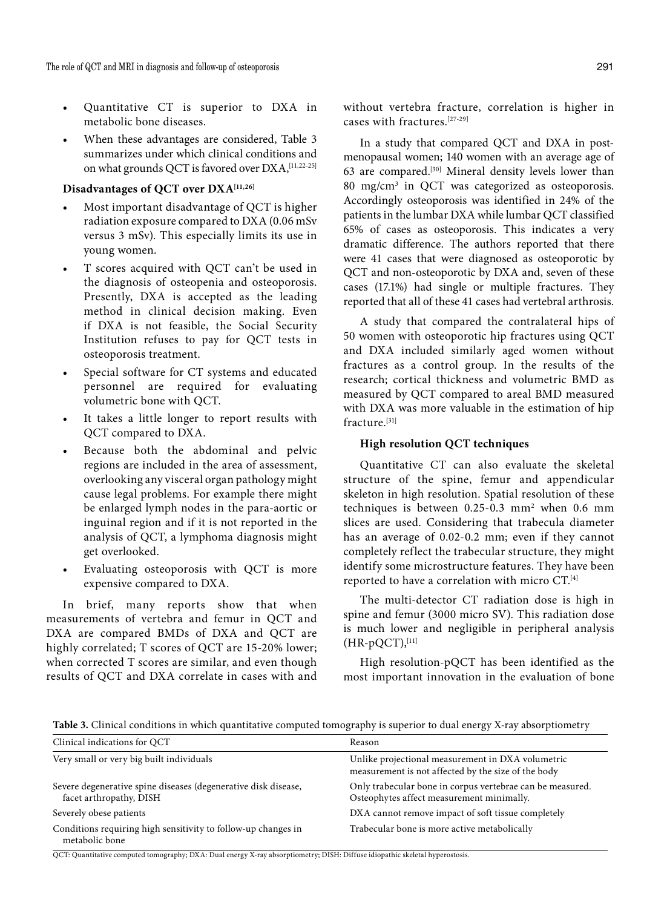- Quantitative CT is superior to DXA in metabolic bone diseases.
- When these advantages are considered, Table 3 summarizes under which clinical conditions and on what grounds QCT is favored over DXA,[11,22-25]

**Disadvantages of QCT over DXA[11,26]**

- Most important disadvantage of QCT is higher radiation exposure compared to DXA (0.06 mSv versus 3 mSv). This especially limits its use in young women.
- T scores acquired with QCT can't be used in the diagnosis of osteopenia and osteoporosis. Presently, DXA is accepted as the leading method in clinical decision making. Even if DXA is not feasible, the Social Security Institution refuses to pay for QCT tests in osteoporosis treatment.
- Special software for CT systems and educated personnel are required for evaluating volumetric bone with QCT.
- It takes a little longer to report results with QCT compared to DXA.
- Because both the abdominal and pelvic regions are included in the area of assessment, overlooking any visceral organ pathology might cause legal problems. For example there might be enlarged lymph nodes in the para-aortic or inguinal region and if it is not reported in the analysis of QCT, a lymphoma diagnosis might get overlooked.
- Evaluating osteoporosis with QCT is more expensive compared to DXA.

In brief, many reports show that when measurements of vertebra and femur in QCT and DXA are compared BMDs of DXA and QCT are highly correlated; T scores of QCT are 15-20% lower; when corrected T scores are similar, and even though results of QCT and DXA correlate in cases with and without vertebra fracture, correlation is higher in cases with fractures.[27-29]

In a study that compared QCT and DXA in post-menopausal women; 140 women with an average age of 63 are compared.[30] Mineral density levels lower than 80 mg/cm$^3$ in QCT was categorized as osteoporosis. Accordingly osteoporosis was identified in 24% of the patients in the lumbar DXA while lumbar QCT classified 65% of cases as osteoporosis. This indicates a very dramatic difference. The authors reported that there were 41 cases that were diagnosed as osteoporotic by QCT and non-osteoporotic by DXA and, seven of these cases (17.1%) had single or multiple fractures. They reported that all of these 41 cases had vertebral arthrosis.

A study that compared the contralateral hips of 50 women with osteoporotic hip fractures using QCT and DXA included similarly aged women without fractures as a control group. In the results of the research; cortical thickness and volumetric BMD as measured by QCT compared to areal BMD measured with DXA was more valuable in the estimation of hip fracture.[31]

**High resolution QCT techniques**

Quantitative CT can also evaluate the skeletal structure of the spine, femur and appendicular skeleton in high resolution. Spatial resolution of these techniques is between 0.25-0.3 mm$^2$ when 0.6 mm slices are used. Considering that trabecula diameter has an average of 0.02-0.2 mm; even if they cannot completely reflect the trabecular structure, they might identify some microstructure features. They have been reported to have a correlation with micro CT.[4]

The multi-detector CT radiation dose is high in spine and femur (3000 micro SV). This radiation dose is much lower and negligible in peripheral analysis (HR-pQCT),[11]

High resolution-pQCT has been identified as the most important innovation in the evaluation of bone

**Table 3.** Clinical conditions in which quantitative computed tomography is superior to dual energy X-ray absorptiometry

| Clinical indications for QCT | Reason |
|---|---|
| Very small or very big built individuals | Unlike projectional measurement in DXA volumetric measurement is not affected by the size of the body |
| Severe degenerative spine diseases (degenerative disk disease, facet arthropathy, DISH | Only trabecular bone in corpus vertebrae can be measured. Osteophytes affect measurement minimally. |
| Severely obese patients | DXA cannot remove impact of soft tissue completely |
| Conditions requiring high sensitivity to follow-up changes in metabolic bone | Trabecular bone is more active metabolically |

QCT: Quantitative computed tomography; DXA: Dual energy X-ray absorptiometry; DISH: Diffuse idiopathic skeletal hyperostosis.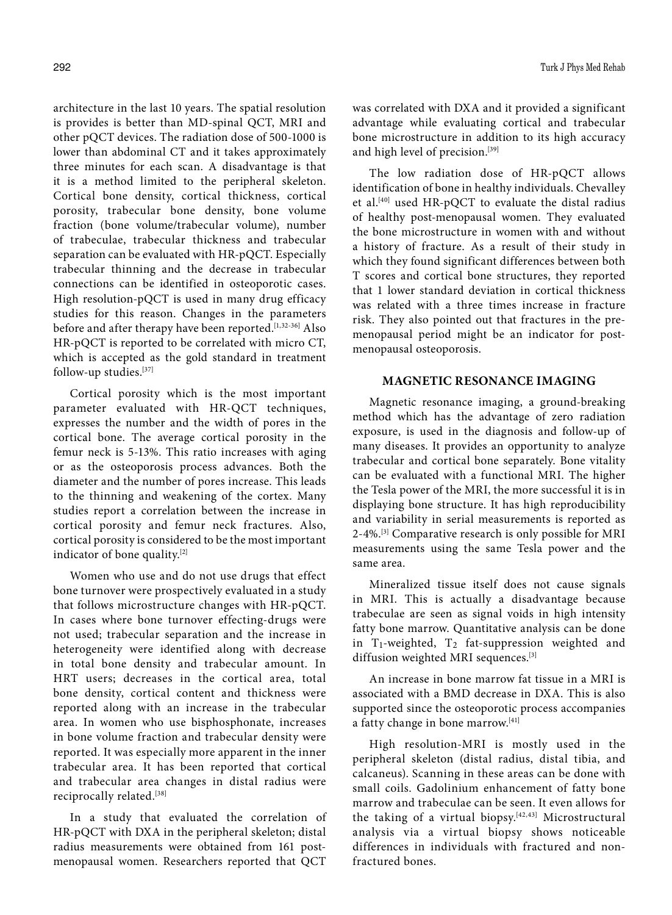architecture in the last 10 years. The spatial resolution is provides is better than MD-spinal QCT, MRI and other pQCT devices. The radiation dose of 500-1000 is lower than abdominal CT and it takes approximately three minutes for each scan. A disadvantage is that it is a method limited to the peripheral skeleton. Cortical bone density, cortical thickness, cortical porosity, trabecular bone density, bone volume fraction (bone volume/trabecular volume), number of trabeculae, trabecular thickness and trabecular separation can be evaluated with HR-pQCT. Especially trabecular thinning and the decrease in trabecular connections can be identified in osteoporotic cases. High resolution-pQCT is used in many drug efficacy studies for this reason. Changes in the parameters before and after therapy have been reported.[1,32-36] Also HR-pQCT is reported to be correlated with micro CT, which is accepted as the gold standard in treatment follow-up studies.[37]

Cortical porosity which is the most important parameter evaluated with HR-QCT techniques, expresses the number and the width of pores in the cortical bone. The average cortical porosity in the femur neck is 5-13%. This ratio increases with aging or as the osteoporosis process advances. Both the diameter and the number of pores increase. This leads to the thinning and weakening of the cortex. Many studies report a correlation between the increase in cortical porosity and femur neck fractures. Also, cortical porosity is considered to be the most important indicator of bone quality.[2]

Women who use and do not use drugs that effect bone turnover were prospectively evaluated in a study that follows microstructure changes with HR-pQCT. In cases where bone turnover effecting-drugs were not used; trabecular separation and the increase in heterogeneity were identified along with decrease in total bone density and trabecular amount. In HRT users; decreases in the cortical area, total bone density, cortical content and thickness were reported along with an increase in the trabecular area. In women who use bisphosphonate, increases in bone volume fraction and trabecular density were reported. It was especially more apparent in the inner trabecular area. It has been reported that cortical and trabecular area changes in distal radius were reciprocally related.[38]

In a study that evaluated the correlation of HR-pQCT with DXA in the peripheral skeleton; distal radius measurements were obtained from 161 post-menopausal women. Researchers reported that QCT was correlated with DXA and it provided a significant advantage while evaluating cortical and trabecular bone microstructure in addition to its high accuracy and high level of precision.[39]

The low radiation dose of HR-pQCT allows identification of bone in healthy individuals. Chevalley et al.[40] used HR-pQCT to evaluate the distal radius of healthy post-menopausal women. They evaluated the bone microstructure in women with and without a history of fracture. As a result of their study in which they found significant differences between both T scores and cortical bone structures, they reported that 1 lower standard deviation in cortical thickness was related with a three times increase in fracture risk. They also pointed out that fractures in the pre-menopausal period might be an indicator for post-menopausal osteoporosis.

## MAGNETIC RESONANCE IMAGING

Magnetic resonance imaging, a ground-breaking method which has the advantage of zero radiation exposure, is used in the diagnosis and follow-up of many diseases. It provides an opportunity to analyze trabecular and cortical bone separately. Bone vitality can be evaluated with a functional MRI. The higher the Tesla power of the MRI, the more successful it is in displaying bone structure. It has high reproducibility and variability in serial measurements is reported as 2-4%.[3] Comparative research is only possible for MRI measurements using the same Tesla power and the same area.

Mineralized tissue itself does not cause signals in MRI. This is actually a disadvantage because trabeculae are seen as signal voids in high intensity fatty bone marrow. Quantitative analysis can be done in $T_1$-weighted, $T_2$ fat-suppression weighted and diffusion weighted MRI sequences.[3]

An increase in bone marrow fat tissue in a MRI is associated with a BMD decrease in DXA. This is also supported since the osteoporotic process accompanies a fatty change in bone marrow.[41]

High resolution-MRI is mostly used in the peripheral skeleton (distal radius, distal tibia, and calcaneus). Scanning in these areas can be done with small coils. Gadolinium enhancement of fatty bone marrow and trabeculae can be seen. It even allows for the taking of a virtual biopsy.[42,43] Microstructural analysis via a virtual biopsy shows noticeable differences in individuals with fractured and non-fractured bones.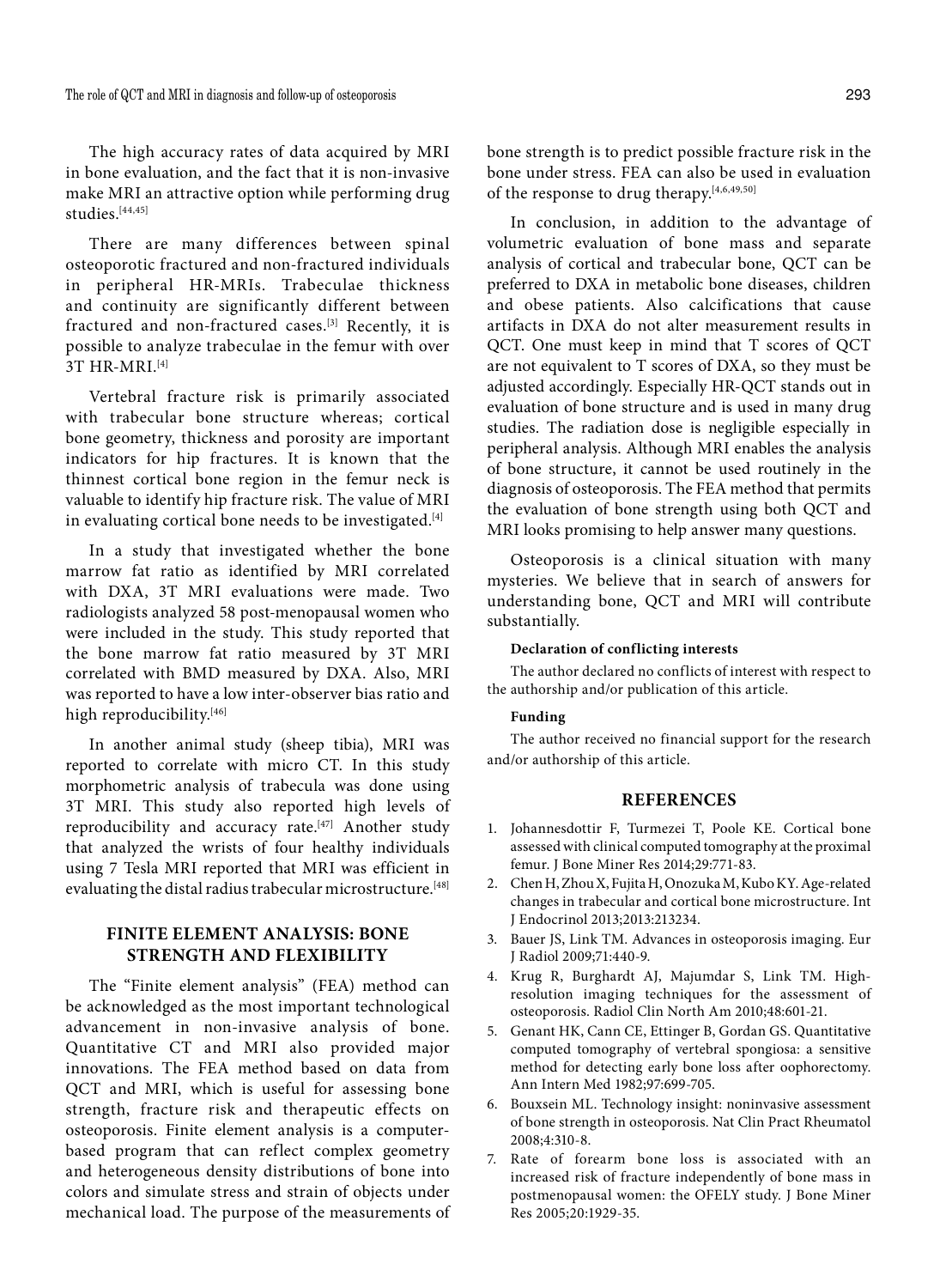The high accuracy rates of data acquired by MRI in bone evaluation, and the fact that it is non-invasive make MRI an attractive option while performing drug studies.[44,45]

There are many differences between spinal osteoporotic fractured and non-fractured individuals in peripheral HR-MRIs. Trabeculae thickness and continuity are significantly different between fractured and non-fractured cases.[3] Recently, it is possible to analyze trabeculae in the femur with over 3T HR-MRI.[4]

Vertebral fracture risk is primarily associated with trabecular bone structure whereas; cortical bone geometry, thickness and porosity are important indicators for hip fractures. It is known that the thinnest cortical bone region in the femur neck is valuable to identify hip fracture risk. The value of MRI in evaluating cortical bone needs to be investigated.[4]

In a study that investigated whether the bone marrow fat ratio as identified by MRI correlated with DXA, 3T MRI evaluations were made. Two radiologists analyzed 58 post-menopausal women who were included in the study. This study reported that the bone marrow fat ratio measured by 3T MRI correlated with BMD measured by DXA. Also, MRI was reported to have a low inter-observer bias ratio and high reproducibility.[46]

In another animal study (sheep tibia), MRI was reported to correlate with micro CT. In this study morphometric analysis of trabecula was done using 3T MRI. This study also reported high levels of reproducibility and accuracy rate.[47] Another study that analyzed the wrists of four healthy individuals using 7 Tesla MRI reported that MRI was efficient in evaluating the distal radius trabecular microstructure.[48]

## FINITE ELEMENT ANALYSIS: BONE STRENGTH AND FLEXIBILITY

The "Finite element analysis" (FEA) method can be acknowledged as the most important technological advancement in non-invasive analysis of bone. Quantitative CT and MRI also provided major innovations. The FEA method based on data from QCT and MRI, which is useful for assessing bone strength, fracture risk and therapeutic effects on osteoporosis. Finite element analysis is a computer-based program that can reflect complex geometry and heterogeneous density distributions of bone into colors and simulate stress and strain of objects under mechanical load. The purpose of the measurements of bone strength is to predict possible fracture risk in the bone under stress. FEA can also be used in evaluation of the response to drug therapy.[4,6,49,50]

In conclusion, in addition to the advantage of volumetric evaluation of bone mass and separate analysis of cortical and trabecular bone, QCT can be preferred to DXA in metabolic bone diseases, children and obese patients. Also calcifications that cause artifacts in DXA do not alter measurement results in QCT. One must keep in mind that T scores of QCT are not equivalent to T scores of DXA, so they must be adjusted accordingly. Especially HR-QCT stands out in evaluation of bone structure and is used in many drug studies. The radiation dose is negligible especially in peripheral analysis. Although MRI enables the analysis of bone structure, it cannot be used routinely in the diagnosis of osteoporosis. The FEA method that permits the evaluation of bone strength using both QCT and MRI looks promising to help answer many questions.

Osteoporosis is a clinical situation with many mysteries. We believe that in search of answers for understanding bone, QCT and MRI will contribute substantially.

#### Declaration of conflicting interests

The author declared no conflicts of interest with respect to the authorship and/or publication of this article.

#### Funding

The author received no financial support for the research and/or authorship of this article.

## REFERENCES

1. Johannesdottir F, Turmezei T, Poole KE. Cortical bone assessed with clinical computed tomography at the proximal femur. J Bone Miner Res 2014;29:771-83.
2. Chen H, Zhou X, Fujita H, Onozuka M, Kubo KY. Age-related changes in trabecular and cortical bone microstructure. Int J Endocrinol 2013;2013:213234.
3. Bauer JS, Link TM. Advances in osteoporosis imaging. Eur J Radiol 2009;71:440-9.
4. Krug R, Burghardt AJ, Majumdar S, Link TM. High-resolution imaging techniques for the assessment of osteoporosis. Radiol Clin North Am 2010;48:601-21.
5. Genant HK, Cann CE, Ettinger B, Gordan GS. Quantitative computed tomography of vertebral spongiosa: a sensitive method for detecting early bone loss after oophorectomy. Ann Intern Med 1982;97:699-705.
6. Bouxsein ML. Technology insight: noninvasive assessment of bone strength in osteoporosis. Nat Clin Pract Rheumatol 2008;4:310-8.
7. Rate of forearm bone loss is associated with an increased risk of fracture independently of bone mass in postmenopausal women: the OFELY study. J Bone Miner Res 2005;20:1929-35.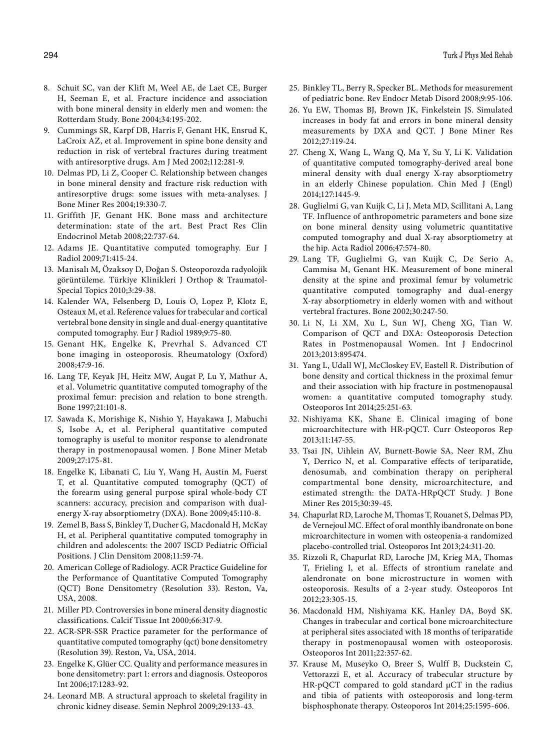8. Schuit SC, van der Klift M, Weel AE, de Laet CE, Burger H, Seeman E, et al. Fracture incidence and association with bone mineral density in elderly men and women: the Rotterdam Study. Bone 2004;34:195-202.
9. Cummings SR, Karpf DB, Harris F, Genant HK, Ensrud K, LaCroix AZ, et al. Improvement in spine bone density and reduction in risk of vertebral fractures during treatment with antiresorptive drugs. Am J Med 2002;112:281-9.
10. Delmas PD, Li Z, Cooper C. Relationship between changes in bone mineral density and fracture risk reduction with antiresorptive drugs: some issues with meta-analyses. J Bone Miner Res 2004;19:330-7.
11. Griffith JF, Genant HK. Bone mass and architecture determination: state of the art. Best Pract Res Clin Endocrinol Metab 2008;22:737-64.
12. Adams JE. Quantitative computed tomography. Eur J Radiol 2009;71:415-24.
13. Manisalı M, Özaksoy D, Doğan S. Osteoporozda radyolojik görüntüleme. Türkiye Klinikleri J Orthop & Traumatol-Special Topics 2010;3:29-38.
14. Kalender WA, Felsenberg D, Louis O, Lopez P, Klotz E, Osteaux M, et al. Reference values for trabecular and cortical vertebral bone density in single and dual-energy quantitative computed tomography. Eur J Radiol 1989;9:75-80.
15. Genant HK, Engelke K, Prevrhal S. Advanced CT bone imaging in osteoporosis. Rheumatology (Oxford) 2008;47:9-16.
16. Lang TF, Keyak JH, Heitz MW, Augat P, Lu Y, Mathur A, et al. Volumetric quantitative computed tomography of the proximal femur: precision and relation to bone strength. Bone 1997;21:101-8.
17. Sawada K, Morishige K, Nishio Y, Hayakawa J, Mabuchi S, Isobe A, et al. Peripheral quantitative computed tomography is useful to monitor response to alendronate therapy in postmenopausal women. J Bone Miner Metab 2009;27:175-81.
18. Engelke K, Libanati C, Liu Y, Wang H, Austin M, Fuerst T, et al. Quantitative computed tomography (QCT) of the forearm using general purpose spiral whole-body CT scanners: accuracy, precision and comparison with dual-energy X-ray absorptiometry (DXA). Bone 2009;45:110-8.
19. Zemel B, Bass S, Binkley T, Ducher G, Macdonald H, McKay H, et al. Peripheral quantitative computed tomography in children and adolescents: the 2007 ISCD Pediatric Official Positions. J Clin Densitom 2008;11:59-74.
20. American College of Radiology. ACR Practice Guideline for the Performance of Quantitative Computed Tomography (QCT) Bone Densitometry (Resolution 33). Reston, Va, USA, 2008.
21. Miller PD. Controversies in bone mineral density diagnostic classifications. Calcif Tissue Int 2000;66:317-9.
22. ACR-SPR-SSR Practice parameter for the performance of quantitative computed tomography (qct) bone densitometry (Resolution 39). Reston, Va, USA, 2014.
23. Engelke K, Glüer CC. Quality and performance measures in bone densitometry: part 1: errors and diagnosis. Osteoporos Int 2006;17:1283-92.
24. Leonard MB. A structural approach to skeletal fragility in chronic kidney disease. Semin Nephrol 2009;29:133-43.
25. Binkley TL, Berry R, Specker BL. Methods for measurement of pediatric bone. Rev Endocr Metab Disord 2008;9:95-106.
26. Yu EW, Thomas BJ, Brown JK, Finkelstein JS. Simulated increases in body fat and errors in bone mineral density measurements by DXA and QCT. J Bone Miner Res 2012;27:119-24.
27. Cheng X, Wang L, Wang Q, Ma Y, Su Y, Li K. Validation of quantitative computed tomography-derived areal bone mineral density with dual energy X-ray absorptiometry in an elderly Chinese population. Chin Med J (Engl) 2014;127:1445-9.
28. Guglielmi G, van Kuijk C, Li J, Meta MD, Scillitani A, Lang TF. Influence of anthropometric parameters and bone size on bone mineral density using volumetric quantitative computed tomography and dual X-ray absorptiometry at the hip. Acta Radiol 2006;47:574-80.
29. Lang TF, Guglielmi G, van Kuijk C, De Serio A, Cammisa M, Genant HK. Measurement of bone mineral density at the spine and proximal femur by volumetric quantitative computed tomography and dual-energy X-ray absorptiometry in elderly women with and without vertebral fractures. Bone 2002;30:247-50.
30. Li N, Li XM, Xu L, Sun WJ, Cheng XG, Tian W. Comparison of QCT and DXA: Osteoporosis Detection Rates in Postmenopausal Women. Int J Endocrinol 2013;2013:895474.
31. Yang L, Udall WJ, McCloskey EV, Eastell R. Distribution of bone density and cortical thickness in the proximal femur and their association with hip fracture in postmenopausal women: a quantitative computed tomography study. Osteoporos Int 2014;25:251-63.
32. Nishiyama KK, Shane E. Clinical imaging of bone microarchitecture with HR-pQCT. Curr Osteoporos Rep 2013;11:147-55.
33. Tsai JN, Uihlein AV, Burnett-Bowie SA, Neer RM, Zhu Y, Derrico N, et al. Comparative effects of teriparatide, denosumab, and combination therapy on peripheral compartmental bone density, microarchitecture, and estimated strength: the DATA-HRpQCT Study. J Bone Miner Res 2015;30:39-45.
34. Chapurlat RD, Laroche M, Thomas T, Rouanet S, Delmas PD, de Vernejoul MC. Effect of oral monthly ibandronate on bone microarchitecture in women with osteopenia-a randomized placebo-controlled trial. Osteoporos Int 2013;24:311-20.
35. Rizzoli R, Chapurlat RD, Laroche JM, Krieg MA, Thomas T, Frieling I, et al. Effects of strontium ranelate and alendronate on bone microstructure in women with osteoporosis. Results of a 2-year study. Osteoporos Int 2012;23:305-15.
36. Macdonald HM, Nishiyama KK, Hanley DA, Boyd SK. Changes in trabecular and cortical bone microarchitecture at peripheral sites associated with 18 months of teriparatide therapy in postmenopausal women with osteoporosis. Osteoporos Int 2011;22:357-62.
37. Krause M, Museyko O, Breer S, Wulff B, Duckstein C, Vettorazzi E, et al. Accuracy of trabecular structure by HR-pQCT compared to gold standard μCT in the radius and tibia of patients with osteoporosis and long-term bisphosphonate therapy. Osteoporos Int 2014;25:1595-606.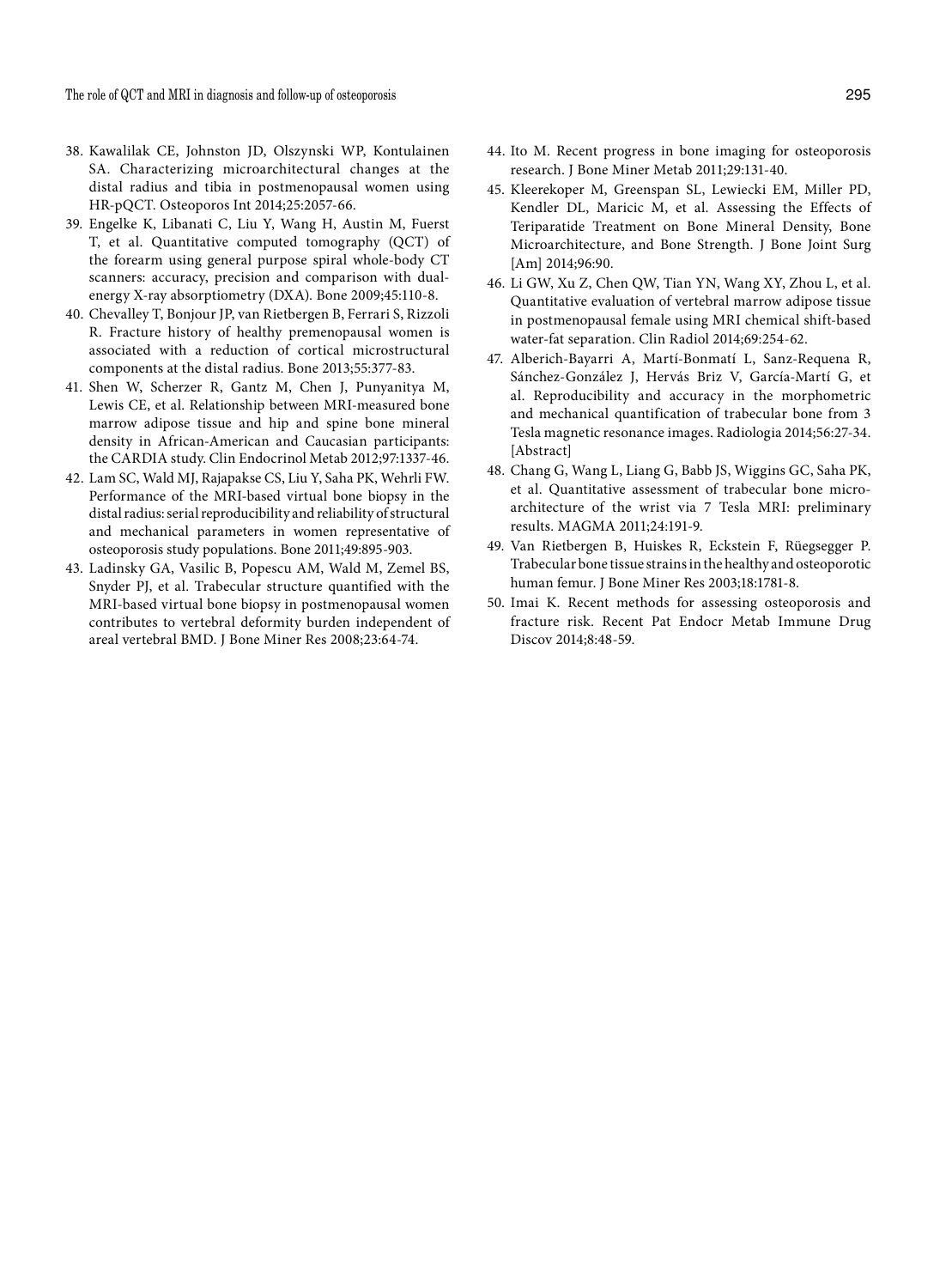38. Kawalilak CE, Johnston JD, Olszynski WP, Kontulainen SA. Characterizing microarchitectural changes at the distal radius and tibia in postmenopausal women using HR-pQCT. Osteoporos Int 2014;25:2057-66.
39. Engelke K, Libanati C, Liu Y, Wang H, Austin M, Fuerst T, et al. Quantitative computed tomography (QCT) of the forearm using general purpose spiral whole-body CT scanners: accuracy, precision and comparison with dual-energy X-ray absorptiometry (DXA). Bone 2009;45:110-8.
40. Chevalley T, Bonjour JP, van Rietbergen B, Ferrari S, Rizzoli R. Fracture history of healthy premenopausal women is associated with a reduction of cortical microstructural components at the distal radius. Bone 2013;55:377-83.
41. Shen W, Scherzer R, Gantz M, Chen J, Punyanitya M, Lewis CE, et al. Relationship between MRI-measured bone marrow adipose tissue and hip and spine bone mineral density in African-American and Caucasian participants: the CARDIA study. Clin Endocrinol Metab 2012;97:1337-46.
42. Lam SC, Wald MJ, Rajapakse CS, Liu Y, Saha PK, Wehrli FW. Performance of the MRI-based virtual bone biopsy in the distal radius: serial reproducibility and reliability of structural and mechanical parameters in women representative of osteoporosis study populations. Bone 2011;49:895-903.
43. Ladinsky GA, Vasilic B, Popescu AM, Wald M, Zemel BS, Snyder PJ, et al. Trabecular structure quantified with the MRI-based virtual bone biopsy in postmenopausal women contributes to vertebral deformity burden independent of areal vertebral BMD. J Bone Miner Res 2008;23:64-74.
44. Ito M. Recent progress in bone imaging for osteoporosis research. J Bone Miner Metab 2011;29:131-40.
45. Kleerekoper M, Greenspan SL, Lewiecki EM, Miller PD, Kendler DL, Maricic M, et al. Assessing the Effects of Teriparatide Treatment on Bone Mineral Density, Bone Microarchitecture, and Bone Strength. J Bone Joint Surg [Am] 2014;96:90.
46. Li GW, Xu Z, Chen QW, Tian YN, Wang XY, Zhou L, et al. Quantitative evaluation of vertebral marrow adipose tissue in postmenopausal female using MRI chemical shift-based water-fat separation. Clin Radiol 2014;69:254-62.
47. Alberich-Bayarri A, Martí-Bonmatí L, Sanz-Requena R, Sánchez-González J, Hervás Briz V, García-Martí G, et al. Reproducibility and accuracy in the morphometric and mechanical quantification of trabecular bone from 3 Tesla magnetic resonance images. Radiologia 2014;56:27-34. [Abstract]
48. Chang G, Wang L, Liang G, Babb JS, Wiggins GC, Saha PK, et al. Quantitative assessment of trabecular bone micro-architecture of the wrist via 7 Tesla MRI: preliminary results. MAGMA 2011;24:191-9.
49. Van Rietbergen B, Huiskes R, Eckstein F, Rüegsegger P. Trabecular bone tissue strains in the healthy and osteoporotic human femur. J Bone Miner Res 2003;18:1781-8.
50. Imai K. Recent methods for assessing osteoporosis and fracture risk. Recent Pat Endocr Metab Immune Drug Discov 2014;8:48-59.